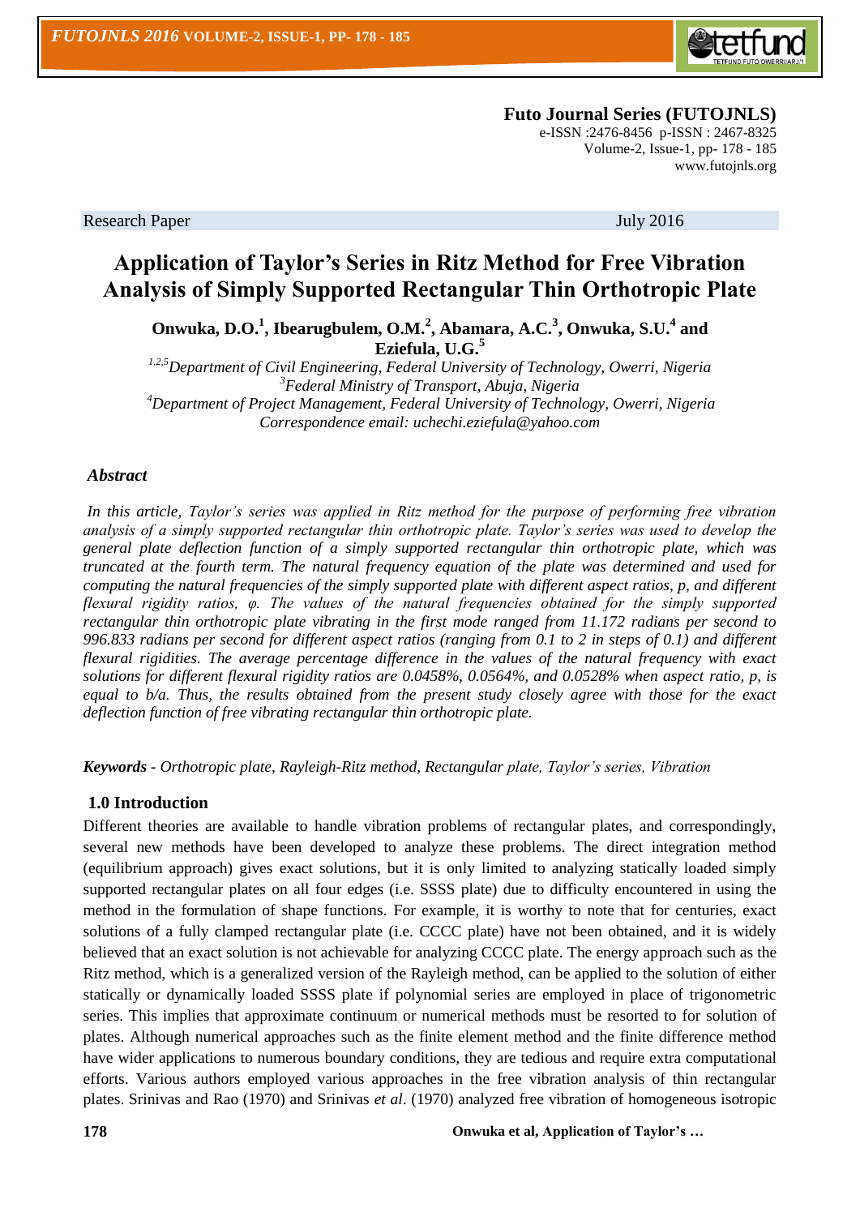**Futo Journal Series (FUTOJNLS)**
e-ISSN :2476-8456 p-ISSN : 2467-8325
Volume-2, Issue-1, pp- 178 - 185
www.futojnls.org

Research Paper July 2016

# Application of Taylor's Series in Ritz Method for Free Vibration Analysis of Simply Supported Rectangular Thin Orthotropic Plate

**Onwuka, D.O.[1], Ibearugbulem, O.M.[2], Abamara, A.C.[3], Onwuka, S.U.[4] and Eziefula, U.G.[5]**

*[1,2,5]Department of Civil Engineering, Federal University of Technology, Owerri, Nigeria*
*[3]Federal Ministry of Transport, Abuja, Nigeria*
*[4]Department of Project Management, Federal University of Technology, Owerri, Nigeria*
*Correspondence email: uchechi.eziefula@yahoo.com*

### *Abstract*

*In this article, Taylor's series was applied in Ritz method for the purpose of performing free vibration analysis of a simply supported rectangular thin orthotropic plate. Taylor's series was used to develop the general plate deflection function of a simply supported rectangular thin orthotropic plate, which was truncated at the fourth term. The natural frequency equation of the plate was determined and used for computing the natural frequencies of the simply supported plate with different aspect ratios, p, and different flexural rigidity ratios, φ. The values of the natural frequencies obtained for the simply supported rectangular thin orthotropic plate vibrating in the first mode ranged from 11.172 radians per second to 996.833 radians per second for different aspect ratios (ranging from 0.1 to 2 in steps of 0.1) and different flexural rigidities. The average percentage difference in the values of the natural frequency with exact solutions for different flexural rigidity ratios are 0.0458%, 0.0564%, and 0.0528% when aspect ratio, p, is equal to b/a. Thus, the results obtained from the present study closely agree with those for the exact deflection function of free vibrating rectangular thin orthotropic plate.*

***Keywords** - Orthotropic plate, Rayleigh-Ritz method, Rectangular plate, Taylor's series, Vibration*

## 1.0 Introduction

Different theories are available to handle vibration problems of rectangular plates, and correspondingly, several new methods have been developed to analyze these problems. The direct integration method (equilibrium approach) gives exact solutions, but it is only limited to analyzing statically loaded simply supported rectangular plates on all four edges (i.e. SSSS plate) due to difficulty encountered in using the method in the formulation of shape functions. For example, it is worthy to note that for centuries, exact solutions of a fully clamped rectangular plate (i.e. CCCC plate) have not been obtained, and it is widely believed that an exact solution is not achievable for analyzing CCCC plate. The energy approach such as the Ritz method, which is a generalized version of the Rayleigh method, can be applied to the solution of either statically or dynamically loaded SSSS plate if polynomial series are employed in place of trigonometric series. This implies that approximate continuum or numerical methods must be resorted to for solution of plates. Although numerical approaches such as the finite element method and the finite difference method have wider applications to numerous boundary conditions, they are tedious and require extra computational efforts. Various authors employed various approaches in the free vibration analysis of thin rectangular plates. Srinivas and Rao (1970) and Srinivas *et al*. (1970) analyzed free vibration of homogeneous isotropic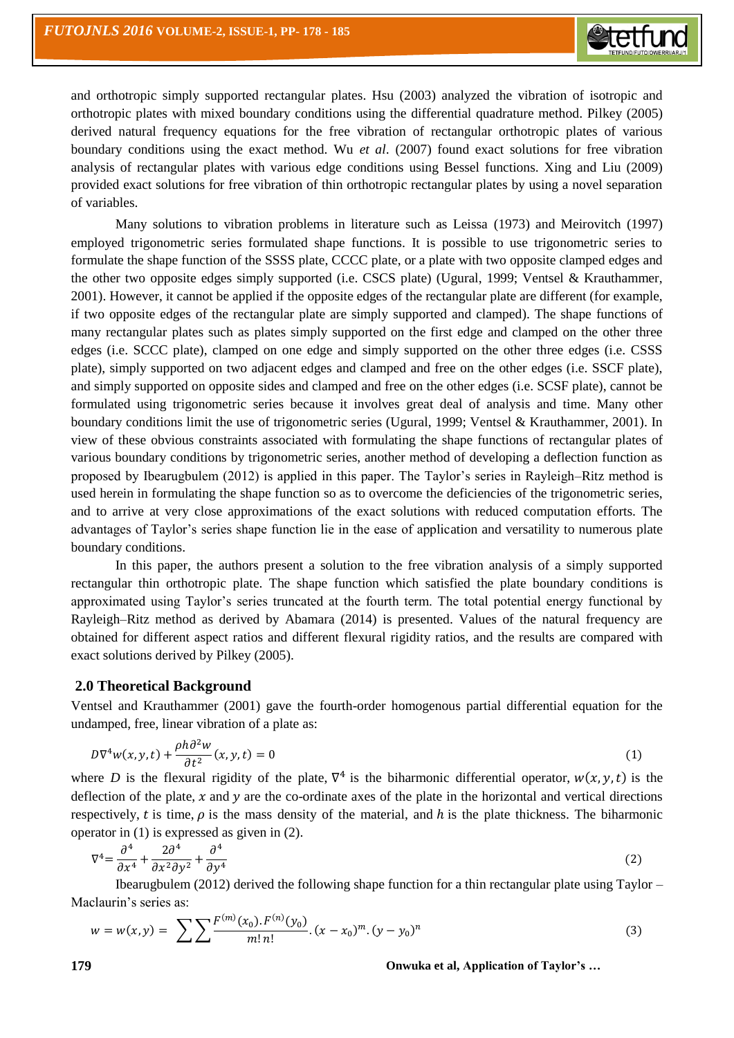and orthotropic simply supported rectangular plates. Hsu (2003) analyzed the vibration of isotropic and orthotropic plates with mixed boundary conditions using the differential quadrature method. Pilkey (2005) derived natural frequency equations for the free vibration of rectangular orthotropic plates of various boundary conditions using the exact method. Wu *et al*. (2007) found exact solutions for free vibration analysis of rectangular plates with various edge conditions using Bessel functions. Xing and Liu (2009) provided exact solutions for free vibration of thin orthotropic rectangular plates by using a novel separation of variables.

Many solutions to vibration problems in literature such as Leissa (1973) and Meirovitch (1997) employed trigonometric series formulated shape functions. It is possible to use trigonometric series to formulate the shape function of the SSSS plate, CCCC plate, or a plate with two opposite clamped edges and the other two opposite edges simply supported (i.e. CSCS plate) (Ugural, 1999; Ventsel & Krauthammer, 2001). However, it cannot be applied if the opposite edges of the rectangular plate are different (for example, if two opposite edges of the rectangular plate are simply supported and clamped). The shape functions of many rectangular plates such as plates simply supported on the first edge and clamped on the other three edges (i.e. SCCC plate), clamped on one edge and simply supported on the other three edges (i.e. CSSS plate), simply supported on two adjacent edges and clamped and free on the other edges (i.e. SSCF plate), and simply supported on opposite sides and clamped and free on the other edges (i.e. SCSF plate), cannot be formulated using trigonometric series because it involves great deal of analysis and time. Many other boundary conditions limit the use of trigonometric series (Ugural, 1999; Ventsel & Krauthammer, 2001). In view of these obvious constraints associated with formulating the shape functions of rectangular plates of various boundary conditions by trigonometric series, another method of developing a deflection function as proposed by Ibearugbulem (2012) is applied in this paper. The Taylor's series in Rayleigh–Ritz method is used herein in formulating the shape function so as to overcome the deficiencies of the trigonometric series, and to arrive at very close approximations of the exact solutions with reduced computation efforts. The advantages of Taylor's series shape function lie in the ease of application and versatility to numerous plate boundary conditions.

In this paper, the authors present a solution to the free vibration analysis of a simply supported rectangular thin orthotropic plate. The shape function which satisfied the plate boundary conditions is approximated using Taylor's series truncated at the fourth term. The total potential energy functional by Rayleigh–Ritz method as derived by Abamara (2014) is presented. Values of the natural frequency are obtained for different aspect ratios and different flexural rigidity ratios, and the results are compared with exact solutions derived by Pilkey (2005).

## 2.0 Theoretical Background

Ventsel and Krauthammer (2001) gave the fourth-order homogenous partial differential equation for the undamped, free, linear vibration of a plate as:

$$D\nabla^4 w(x,y,t) + \frac{\rho h \partial^2 w}{\partial t^2}(x,y,t) = 0 \tag{1}$$

where $D$ is the flexural rigidity of the plate, $\nabla^4$ is the biharmonic differential operator, $w(x,y,t)$ is the deflection of the plate, $x$ and $y$ are the co-ordinate axes of the plate in the horizontal and vertical directions respectively, $t$ is time, $\rho$ is the mass density of the material, and $h$ is the plate thickness. The biharmonic operator in (1) is expressed as given in (2).

$$\nabla^4 = \frac{\partial^4}{\partial x^4} + \frac{2\partial^4}{\partial x^2 \partial y^2} + \frac{\partial^4}{\partial y^4} \tag{2}$$

Ibearugbulem (2012) derived the following shape function for a thin rectangular plate using Taylor – Maclaurin's series as:

$$w = w(x,y) = \sum\sum \frac{F^{(m)}(x_0).F^{(n)}(y_0)}{m!\,n!}.(x-x_0)^m.(y-y_0)^n \tag{3}$$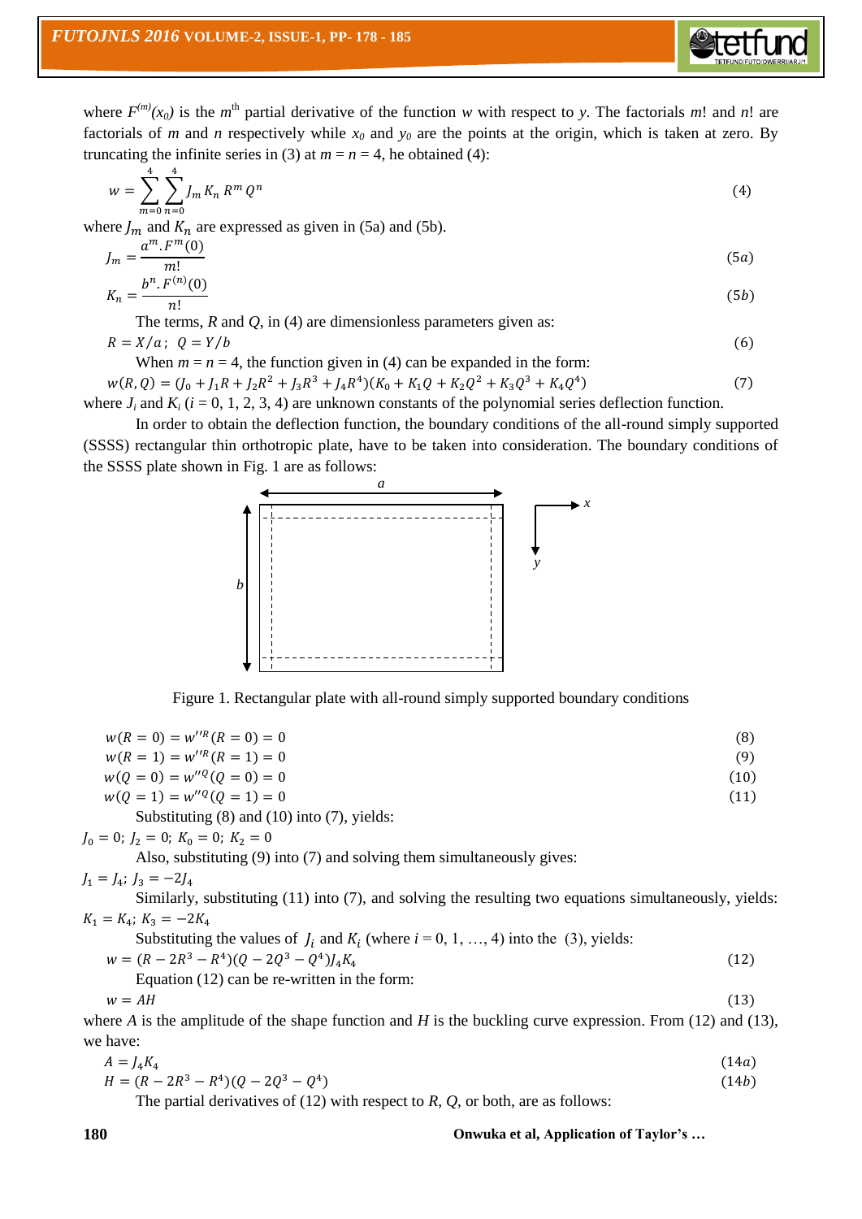where $F^{(m)}(x_0)$ is the $m^{th}$ partial derivative of the function $w$ with respect to $y$. The factorials $m!$ and $n!$ are factorials of $m$ and $n$ respectively while $x_0$ and $y_0$ are the points at the origin, which is taken at zero. By truncating the infinite series in (3) at $m = n = 4$, he obtained (4):

$$w = \sum_{m=0}^{4}\sum_{n=0}^{4} J_m K_n R^m Q^n \tag{4}$$

where $J_m$ and $K_n$ are expressed as given in (5a) and (5b).

$$J_m = \frac{a^m . F^m(0)}{m!} \tag{5a}$$

$$K_n = \frac{b^n . F^{(n)}(0)}{n!} \tag{5b}$$

The terms, $R$ and $Q$, in (4) are dimensionless parameters given as:

$$R = X/a; \; Q = Y/b \tag{6}$$

When $m = n = 4$, the function given in (4) can be expanded in the form:

$$w(R,Q) = (J_0 + J_1R + J_2R^2 + J_3R^3 + J_4R^4)(K_0 + K_1Q + K_2Q^2 + K_3Q^3 + K_4Q^4) \tag{7}$$

where $J_i$ and $K_i$ ($i$ = 0, 1, 2, 3, 4) are unknown constants of the polynomial series deflection function.

In order to obtain the deflection function, the boundary conditions of the all-round simply supported (SSSS) rectangular thin orthotropic plate, have to be taken into consideration. The boundary conditions of the SSSS plate shown in Fig. 1 are as follows:

Figure 1. Rectangular plate with all-round simply supported boundary conditions

$$w(R = 0) = w''^R(R = 0) = 0 \tag{8}$$

$$w(R = 1) = w''^R(R = 1) = 0 \tag{9}$$

$$w(Q = 0) = w''^Q(Q = 0) = 0 \tag{10}$$

$$w(Q = 1) = w''^Q(Q = 1) = 0 \tag{11}$$

Substituting (8) and (10) into (7), yields:

$J_0 = 0;\; J_2 = 0;\; K_0 = 0;\; K_2 = 0$

Also, substituting (9) into (7) and solving them simultaneously gives:

$J_1 = J_4;\; J_3 = -2J_4$

Similarly, substituting (11) into (7), and solving the resulting two equations simultaneously, yields:

$K_1 = K_4;\; K_3 = -2K_4$

Substituting the values of $J_i$ and $K_i$ (where $i$ = 0, 1, …, 4) into the (3), yields:

$$w = (R - 2R^3 - R^4)(Q - 2Q^3 - Q^4)J_4K_4 \tag{12}$$

Equation (12) can be re-written in the form:

$$w = AH \tag{13}$$

where $A$ is the amplitude of the shape function and $H$ is the buckling curve expression. From (12) and (13), we have:

$$A = J_4K_4 \tag{14a}$$

$$H = (R - 2R^3 - R^4)(Q - 2Q^3 - Q^4) \tag{14b}$$

The partial derivatives of (12) with respect to $R$, $Q$, or both, are as follows: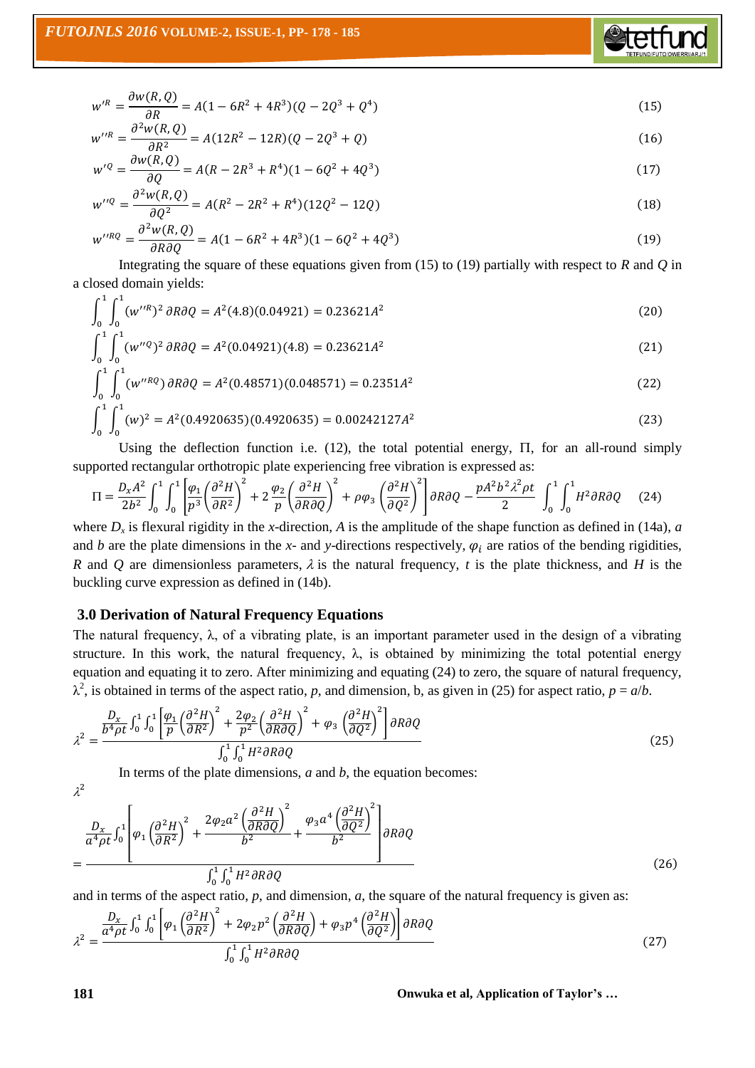$$w'^{R} = \frac{\partial w(R,Q)}{\partial R} = A(1 - 6R^2 + 4R^3)(Q - 2Q^3 + Q^4) \tag{15}$$

$$w''^{R} = \frac{\partial^2 w(R,Q)}{\partial R^2} = A(12R^2 - 12R)(Q - 2Q^3 + Q) \tag{16}$$

$$w'^{Q} = \frac{\partial w(R,Q)}{\partial Q} = A(R - 2R^3 + R^4)(1 - 6Q^2 + 4Q^3) \tag{17}$$

$$w''^{Q} = \frac{\partial^2 w(R,Q)}{\partial Q^2} = A(R^2 - 2R^2 + R^4)(12Q^2 - 12Q) \tag{18}$$

$$w''^{RQ} = \frac{\partial^2 w(R,Q)}{\partial R \partial Q} = A(1 - 6R^2 + 4R^3)(1 - 6Q^2 + 4Q^3) \tag{19}$$

Integrating the square of these equations given from (15) to (19) partially with respect to *R* and *Q* in a closed domain yields:

$$\int_0^1 \int_0^1 (w''^{R})^2 \, \partial R \partial Q = A^2(4.8)(0.04921) = 0.23621A^2 \tag{20}$$

$$\int_0^1 \int_0^1 (w''^{Q})^2 \, \partial R \partial Q = A^2(0.04921)(4.8) = 0.23621A^2 \tag{21}$$

$$\int_0^1 \int_0^1 (w''^{RQ}) \, \partial R \partial Q = A^2(0.48571)(0.048571) = 0.2351A^2 \tag{22}$$

$$\int_0^1 \int_0^1 (w)^2 = A^2(0.4920635)(0.4920635) = 0.00242127A^2 \tag{23}$$

Using the deflection function i.e. (12), the total potential energy, $\Pi$, for an all-round simply supported rectangular orthotropic plate experiencing free vibration is expressed as:

$$\Pi = \frac{D_x A^2}{2b^2} \int_0^1 \int_0^1 \left[ \frac{\varphi_1}{p^3} \left( \frac{\partial^2 H}{\partial R^2} \right)^2 + 2 \frac{\varphi_2}{p} \left( \frac{\partial^2 H}{\partial R \partial Q} \right)^2 + p \varphi_3 \left( \frac{\partial^2 H}{\partial Q^2} \right)^2 \right] \partial R \partial Q - \frac{pA^2 b^2 \lambda^2 \rho t}{2} \int_0^1 \int_0^1 H^2 \partial R \partial Q \tag{24}$$

where $D_x$ is flexural rigidity in the *x*-direction, *A* is the amplitude of the shape function as defined in (14a), *a* and *b* are the plate dimensions in the *x*- and *y*-directions respectively, $\varphi_i$ are ratios of the bending rigidities, *R* and *Q* are dimensionless parameters, $\lambda$ is the natural frequency, *t* is the plate thickness, and *H* is the buckling curve expression as defined in (14b).

## 3.0 Derivation of Natural Frequency Equations

The natural frequency, λ, of a vibrating plate, is an important parameter used in the design of a vibrating structure. In this work, the natural frequency, λ, is obtained by minimizing the total potential energy equation and equating it to zero. After minimizing and equating (24) to zero, the square of natural frequency, $\lambda^2$, is obtained in terms of the aspect ratio, *p*, and dimension, b, as given in (25) for aspect ratio, $p = a/b$.

$$\lambda^2 = \frac{\frac{D_x}{b^4 \rho t} \int_0^1 \int_0^1 \left[ \frac{\varphi_1}{p} \left( \frac{\partial^2 H}{\partial R^2} \right)^2 + \frac{2\varphi_2}{p^2} \left( \frac{\partial^2 H}{\partial R \partial Q} \right)^2 + \varphi_3 \left( \frac{\partial^2 H}{\partial Q^2} \right)^2 \right] \partial R \partial Q}{\int_0^1 \int_0^1 H^2 \partial R \partial Q} \tag{25}$$

In terms of the plate dimensions, *a* and *b*, the equation becomes:

$$\lambda^2 = \frac{\frac{D_x}{a^4 \rho t} \int_0^1 \left[ \varphi_1 \left( \frac{\partial^2 H}{\partial R^2} \right)^2 + \frac{2\varphi_2 a^2 \left( \frac{\partial^2 H}{\partial R \partial Q} \right)^2}{b^2} + \frac{\varphi_3 a^4 \left( \frac{\partial^2 H}{\partial Q^2} \right)^2}{b^2} \right] \partial R \partial Q}{\int_0^1 \int_0^1 H^2 \partial R \partial Q} \tag{26}$$

and in terms of the aspect ratio, *p*, and dimension, *a*, the square of the natural frequency is given as:

$$\lambda^2 = \frac{\frac{D_x}{a^4 \rho t} \int_0^1 \int_0^1 \left[ \varphi_1 \left( \frac{\partial^2 H}{\partial R^2} \right)^2 + 2\varphi_2 p^2 \left( \frac{\partial^2 H}{\partial R \partial Q} \right) + \varphi_3 p^4 \left( \frac{\partial^2 H}{\partial Q^2} \right) \right] \partial R \partial Q}{\int_0^1 \int_0^1 H^2 \partial R \partial Q} \tag{27}$$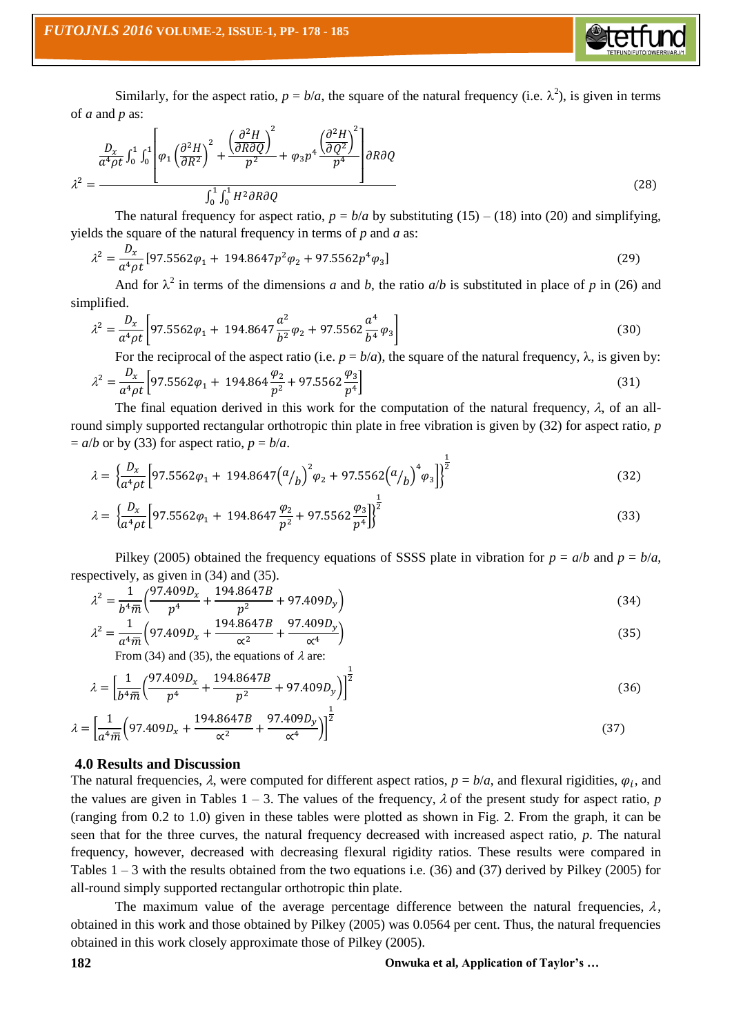Similarly, for the aspect ratio, $p = b/a$, the square of the natural frequency (i.e. $\lambda^2$), is given in terms of $a$ and $p$ as:

$$\lambda^2 = \frac{\frac{D_x}{a^4 \rho t} \int_0^1 \int_0^1 \left[ \varphi_1 \left(\frac{\partial^2 H}{\partial R^2}\right)^2 + \frac{\left(\frac{\partial^2 H}{\partial R \partial Q}\right)^2}{p^2} + \varphi_3 p^4 \frac{\left(\frac{\partial^2 H}{\partial Q^2}\right)^2}{p^4} \right] \partial R \partial Q}{\int_0^1 \int_0^1 H^2 \partial R \partial Q} \tag{28}$$

The natural frequency for aspect ratio, $p = b/a$ by substituting (15) – (18) into (20) and simplifying, yields the square of the natural frequency in terms of $p$ and $a$ as:

$$\lambda^2 = \frac{D_x}{a^4 \rho t}\left[97.5562\varphi_1 + 194.8647 p^2 \varphi_2 + 97.5562 p^4 \varphi_3\right] \tag{29}$$

And for $\lambda^2$ in terms of the dimensions $a$ and $b$, the ratio $a/b$ is substituted in place of $p$ in (26) and simplified.

$$\lambda^2 = \frac{D_x}{a^4 \rho t}\left[97.5562\varphi_1 + 194.8647 \frac{a^2}{b^2} \varphi_2 + 97.5562 \frac{a^4}{b^4} \varphi_3\right] \tag{30}$$

For the reciprocal of the aspect ratio (i.e. $p = b/a$), the square of the natural frequency, $\lambda$, is given by:

$$\lambda^2 = \frac{D_x}{a^4 \rho t}\left[97.5562\varphi_1 + 194.864 \frac{\varphi_2}{p^2} + 97.5562 \frac{\varphi_3}{p^4}\right] \tag{31}$$

The final equation derived in this work for the computation of the natural frequency, $\lambda$, of an all-round simply supported rectangular orthotropic thin plate in free vibration is given by (32) for aspect ratio, $p = a/b$ or by (33) for aspect ratio, $p = b/a$.

$$\lambda = \left\{\frac{D_x}{a^4 \rho t}\left[97.5562\varphi_1 + 194.8647 \left(a/b\right)^2 \varphi_2 + 97.5562 \left(a/b\right)^4 \varphi_3\right]\right\}^{\frac{1}{2}} \tag{32}$$

$$\lambda = \left\{\frac{D_x}{a^4 \rho t}\left[97.5562\varphi_1 + 194.8647 \frac{\varphi_2}{p^2} + 97.5562 \frac{\varphi_3}{p^4}\right]\right\}^{\frac{1}{2}} \tag{33}$$

Pilkey (2005) obtained the frequency equations of SSSS plate in vibration for $p = a/b$ and $p = b/a$, respectively, as given in (34) and (35).

$$\lambda^2 = \frac{1}{b^4 \bar{m}}\left(\frac{97.409 D_x}{p^4} + \frac{194.8647 B}{p^2} + 97.409 D_y\right) \tag{34}$$

$$\lambda^2 = \frac{1}{a^4 \bar{m}}\left(97.409 D_x + \frac{194.8647 B}{\alpha^2} + \frac{97.409 D_y}{\alpha^4}\right) \tag{35}$$

From (34) and (35), the equations of $\lambda$ are:

$$\lambda = \left[\frac{1}{b^4 \bar{m}}\left(\frac{97.409 D_x}{p^4} + \frac{194.8647 B}{p^2} + 97.409 D_y\right)\right]^{\frac{1}{2}} \tag{36}$$

$$\lambda = \left[\frac{1}{a^4 \bar{m}}\left(97.409 D_x + \frac{194.8647 B}{\alpha^2} + \frac{97.409 D_y}{\alpha^4}\right)\right]^{\frac{1}{2}} \tag{37}$$

## 4.0 Results and Discussion

The natural frequencies, $\lambda$, were computed for different aspect ratios, $p = b/a$, and flexural rigidities, $\varphi_i$, and the values are given in Tables 1 – 3. The values of the frequency, $\lambda$ of the present study for aspect ratio, $p$ (ranging from 0.2 to 1.0) given in these tables were plotted as shown in Fig. 2. From the graph, it can be seen that for the three curves, the natural frequency decreased with increased aspect ratio, $p$. The natural frequency, however, decreased with decreasing flexural rigidity ratios. These results were compared in Tables 1 – 3 with the results obtained from the two equations i.e. (36) and (37) derived by Pilkey (2005) for all-round simply supported rectangular orthotropic thin plate.

The maximum value of the average percentage difference between the natural frequencies, $\lambda$, obtained in this work and those obtained by Pilkey (2005) was 0.0564 per cent. Thus, the natural frequencies obtained in this work closely approximate those of Pilkey (2005).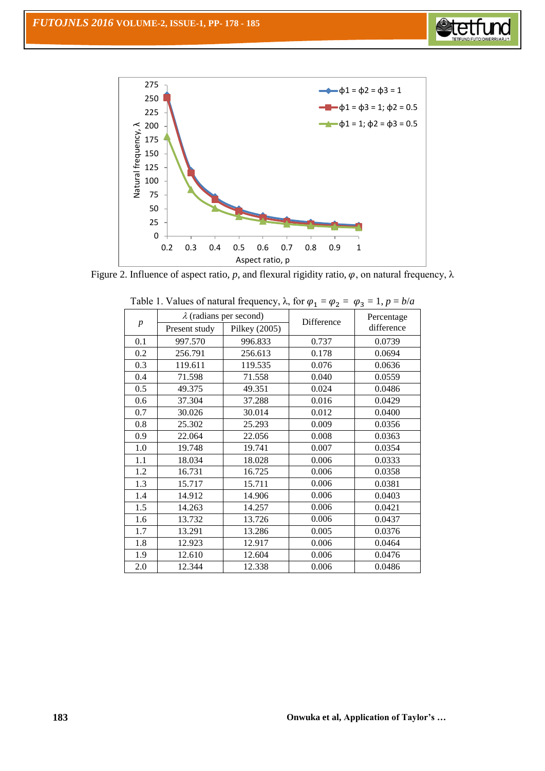Figure 2. Influence of aspect ratio, $p$, and flexural rigidity ratio, $\varphi$, on natural frequency, $\lambda$

Table 1. Values of natural frequency, $\lambda$, for $\varphi_1 = \varphi_2 = \varphi_3 = 1$, $p = b/a$

| $p$ | $\lambda$ (radians per second) | | Difference | Percentage difference |
|---|---|---|---|---|
| | Present study | Pilkey (2005) | | |
| 0.1 | 997.570 | 996.833 | 0.737 | 0.0739 |
| 0.2 | 256.791 | 256.613 | 0.178 | 0.0694 |
| 0.3 | 119.611 | 119.535 | 0.076 | 0.0636 |
| 0.4 | 71.598 | 71.558 | 0.040 | 0.0559 |
| 0.5 | 49.375 | 49.351 | 0.024 | 0.0486 |
| 0.6 | 37.304 | 37.288 | 0.016 | 0.0429 |
| 0.7 | 30.026 | 30.014 | 0.012 | 0.0400 |
| 0.8 | 25.302 | 25.293 | 0.009 | 0.0356 |
| 0.9 | 22.064 | 22.056 | 0.008 | 0.0363 |
| 1.0 | 19.748 | 19.741 | 0.007 | 0.0354 |
| 1.1 | 18.034 | 18.028 | 0.006 | 0.0333 |
| 1.2 | 16.731 | 16.725 | 0.006 | 0.0358 |
| 1.3 | 15.717 | 15.711 | 0.006 | 0.0381 |
| 1.4 | 14.912 | 14.906 | 0.006 | 0.0403 |
| 1.5 | 14.263 | 14.257 | 0.006 | 0.0421 |
| 1.6 | 13.732 | 13.726 | 0.006 | 0.0437 |
| 1.7 | 13.291 | 13.286 | 0.005 | 0.0376 |
| 1.8 | 12.923 | 12.917 | 0.006 | 0.0464 |
| 1.9 | 12.610 | 12.604 | 0.006 | 0.0476 |
| 2.0 | 12.344 | 12.338 | 0.006 | 0.0486 |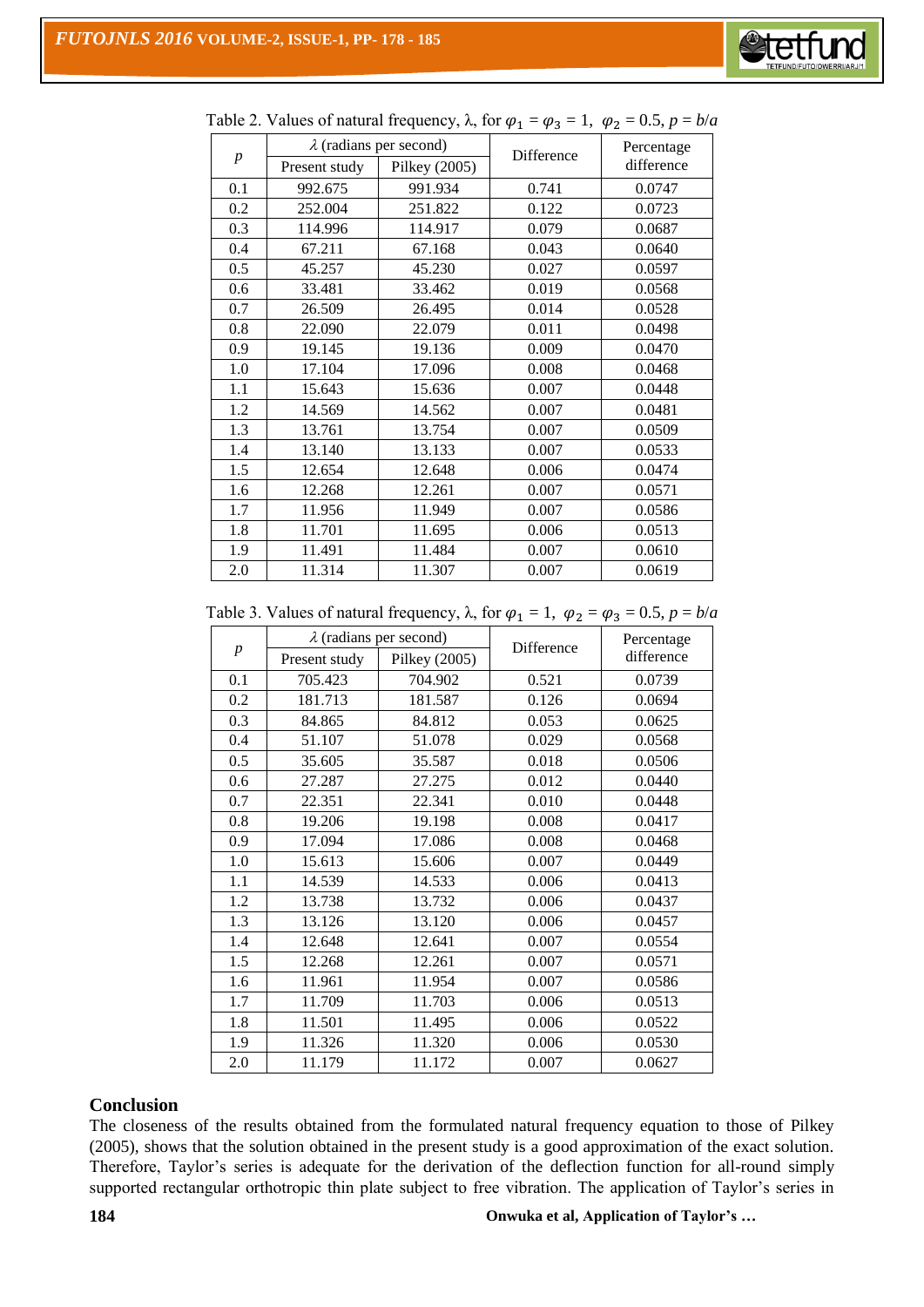Table 2. Values of natural frequency, λ, for $\varphi_1 = \varphi_3 = 1$, $\varphi_2 = 0.5$, $p = b/a$

| $p$ | $\lambda$ (radians per second) | | Difference | Percentage difference |
|---|---|---|---|---|
| | Present study | Pilkey (2005) | | |
| 0.1 | 992.675 | 991.934 | 0.741 | 0.0747 |
| 0.2 | 252.004 | 251.822 | 0.122 | 0.0723 |
| 0.3 | 114.996 | 114.917 | 0.079 | 0.0687 |
| 0.4 | 67.211 | 67.168 | 0.043 | 0.0640 |
| 0.5 | 45.257 | 45.230 | 0.027 | 0.0597 |
| 0.6 | 33.481 | 33.462 | 0.019 | 0.0568 |
| 0.7 | 26.509 | 26.495 | 0.014 | 0.0528 |
| 0.8 | 22.090 | 22.079 | 0.011 | 0.0498 |
| 0.9 | 19.145 | 19.136 | 0.009 | 0.0470 |
| 1.0 | 17.104 | 17.096 | 0.008 | 0.0468 |
| 1.1 | 15.643 | 15.636 | 0.007 | 0.0448 |
| 1.2 | 14.569 | 14.562 | 0.007 | 0.0481 |
| 1.3 | 13.761 | 13.754 | 0.007 | 0.0509 |
| 1.4 | 13.140 | 13.133 | 0.007 | 0.0533 |
| 1.5 | 12.654 | 12.648 | 0.006 | 0.0474 |
| 1.6 | 12.268 | 12.261 | 0.007 | 0.0571 |
| 1.7 | 11.956 | 11.949 | 0.007 | 0.0586 |
| 1.8 | 11.701 | 11.695 | 0.006 | 0.0513 |
| 1.9 | 11.491 | 11.484 | 0.007 | 0.0610 |
| 2.0 | 11.314 | 11.307 | 0.007 | 0.0619 |

Table 3. Values of natural frequency, λ, for $\varphi_1 = 1$, $\varphi_2 = \varphi_3 = 0.5$, $p = b/a$

| $p$ | $\lambda$ (radians per second) | | Difference | Percentage difference |
|---|---|---|---|---|
| | Present study | Pilkey (2005) | | |
| 0.1 | 705.423 | 704.902 | 0.521 | 0.0739 |
| 0.2 | 181.713 | 181.587 | 0.126 | 0.0694 |
| 0.3 | 84.865 | 84.812 | 0.053 | 0.0625 |
| 0.4 | 51.107 | 51.078 | 0.029 | 0.0568 |
| 0.5 | 35.605 | 35.587 | 0.018 | 0.0506 |
| 0.6 | 27.287 | 27.275 | 0.012 | 0.0440 |
| 0.7 | 22.351 | 22.341 | 0.010 | 0.0448 |
| 0.8 | 19.206 | 19.198 | 0.008 | 0.0417 |
| 0.9 | 17.094 | 17.086 | 0.008 | 0.0468 |
| 1.0 | 15.613 | 15.606 | 0.007 | 0.0449 |
| 1.1 | 14.539 | 14.533 | 0.006 | 0.0413 |
| 1.2 | 13.738 | 13.732 | 0.006 | 0.0437 |
| 1.3 | 13.126 | 13.120 | 0.006 | 0.0457 |
| 1.4 | 12.648 | 12.641 | 0.007 | 0.0554 |
| 1.5 | 12.268 | 12.261 | 0.007 | 0.0571 |
| 1.6 | 11.961 | 11.954 | 0.007 | 0.0586 |
| 1.7 | 11.709 | 11.703 | 0.006 | 0.0513 |
| 1.8 | 11.501 | 11.495 | 0.006 | 0.0522 |
| 1.9 | 11.326 | 11.320 | 0.006 | 0.0530 |
| 2.0 | 11.179 | 11.172 | 0.007 | 0.0627 |

## Conclusion

The closeness of the results obtained from the formulated natural frequency equation to those of Pilkey (2005), shows that the solution obtained in the present study is a good approximation of the exact solution. Therefore, Taylor's series is adequate for the derivation of the deflection function for all-round simply supported rectangular orthotropic thin plate subject to free vibration. The application of Taylor's series in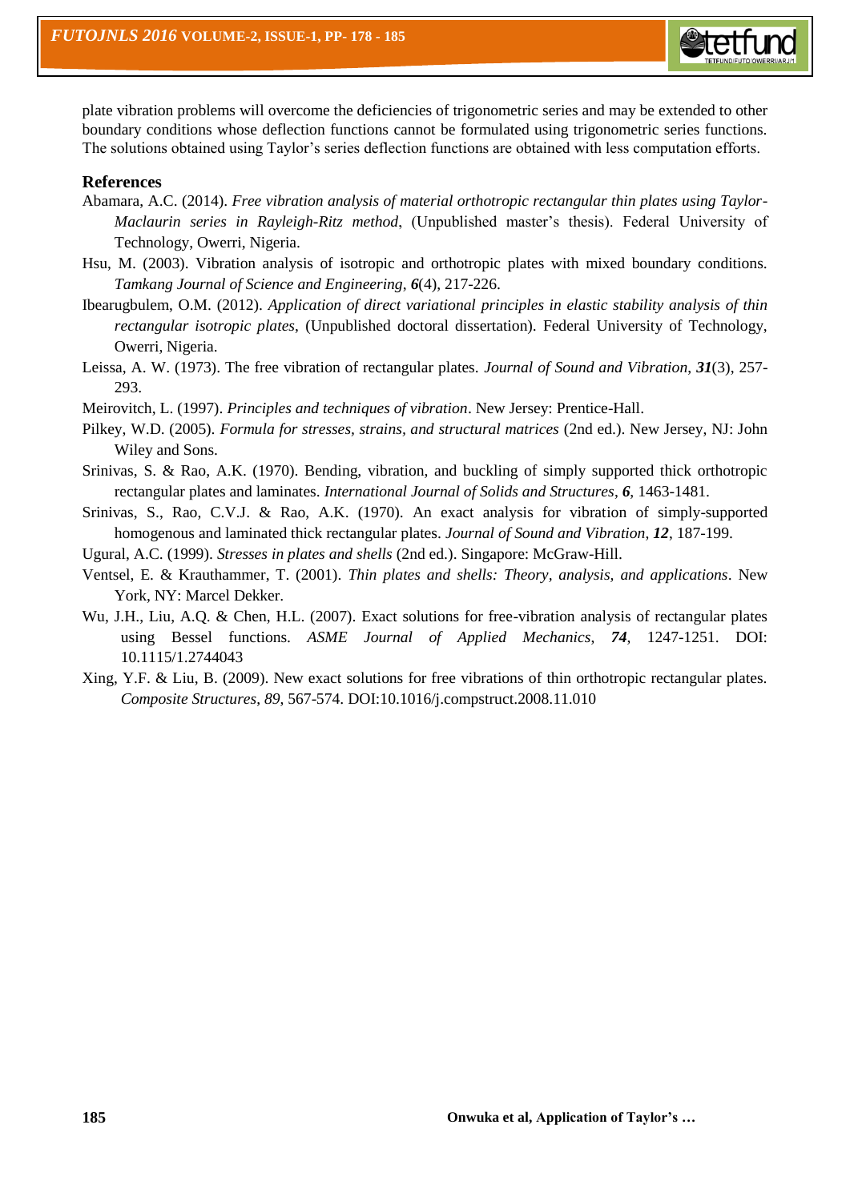plate vibration problems will overcome the deficiencies of trigonometric series and may be extended to other boundary conditions whose deflection functions cannot be formulated using trigonometric series functions. The solutions obtained using Taylor's series deflection functions are obtained with less computation efforts.

## References

Abamara, A.C. (2014). *Free vibration analysis of material orthotropic rectangular thin plates using Taylor-Maclaurin series in Rayleigh-Ritz method*, (Unpublished master's thesis). Federal University of Technology, Owerri, Nigeria.

Hsu, M. (2003). Vibration analysis of isotropic and orthotropic plates with mixed boundary conditions. *Tamkang Journal of Science and Engineering*, ***6***(4), 217-226.

Ibearugbulem, O.M. (2012). *Application of direct variational principles in elastic stability analysis of thin rectangular isotropic plates*, (Unpublished doctoral dissertation). Federal University of Technology, Owerri, Nigeria.

Leissa, A. W. (1973). The free vibration of rectangular plates. *Journal of Sound and Vibration*, ***31***(3), 257-293.

Meirovitch, L. (1997). *Principles and techniques of vibration*. New Jersey: Prentice-Hall.

Pilkey, W.D. (2005). *Formula for stresses, strains, and structural matrices* (2nd ed.). New Jersey, NJ: John Wiley and Sons.

Srinivas, S. & Rao, A.K. (1970). Bending, vibration, and buckling of simply supported thick orthotropic rectangular plates and laminates. *International Journal of Solids and Structures*, ***6***, 1463-1481.

Srinivas, S., Rao, C.V.J. & Rao, A.K. (1970). An exact analysis for vibration of simply-supported homogenous and laminated thick rectangular plates. *Journal of Sound and Vibration*, ***12***, 187-199.

Ugural, A.C. (1999). *Stresses in plates and shells* (2nd ed.). Singapore: McGraw-Hill.

Ventsel, E. & Krauthammer, T. (2001). *Thin plates and shells: Theory, analysis, and applications*. New York, NY: Marcel Dekker.

Wu, J.H., Liu, A.Q. & Chen, H.L. (2007). Exact solutions for free-vibration analysis of rectangular plates using Bessel functions. *ASME Journal of Applied Mechanics*, ***74***, 1247-1251. DOI: 10.1115/1.2744043

Xing, Y.F. & Liu, B. (2009). New exact solutions for free vibrations of thin orthotropic rectangular plates. *Composite Structures*, *89*, 567-574. DOI:10.1016/j.compstruct.2008.11.010